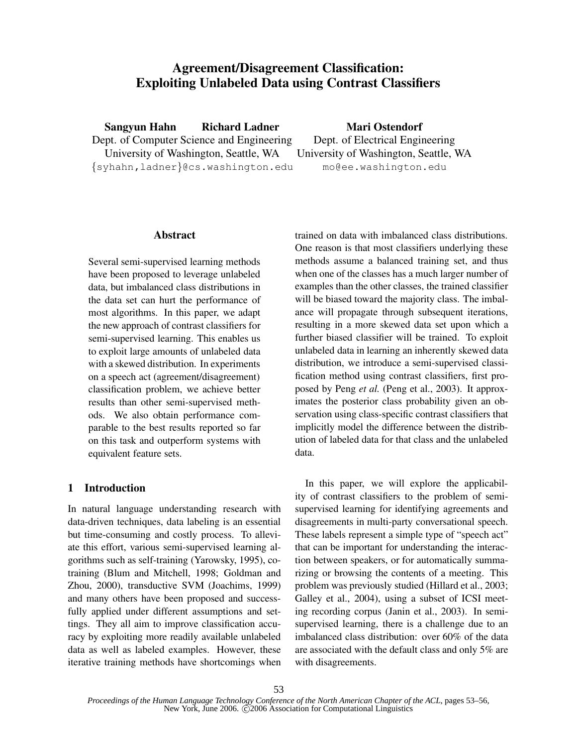# Agreement/Disagreement Classification: Exploiting Unlabeled Data using Contrast Classifiers

**Sangyun Hahn** **Richard Ladner**
Dept. of Computer Science and Engineering
University of Washington, Seattle, WA
{syhahn,ladner}@cs.washington.edu

**Mari Ostendorf**
Dept. of Electrical Engineering
University of Washington, Seattle, WA
mo@ee.washington.edu

## Abstract

Several semi-supervised learning methods have been proposed to leverage unlabeled data, but imbalanced class distributions in the data set can hurt the performance of most algorithms. In this paper, we adapt the new approach of contrast classifiers for semi-supervised learning. This enables us to exploit large amounts of unlabeled data with a skewed distribution. In experiments on a speech act (agreement/disagreement) classification problem, we achieve better results than other semi-supervised methods. We also obtain performance comparable to the best results reported so far on this task and outperform systems with equivalent feature sets.

## 1 Introduction

In natural language understanding research with data-driven techniques, data labeling is an essential but time-consuming and costly process. To alleviate this effort, various semi-supervised learning algorithms such as self-training (Yarowsky, 1995), co-training (Blum and Mitchell, 1998; Goldman and Zhou, 2000), transductive SVM (Joachims, 1999) and many others have been proposed and successfully applied under different assumptions and settings. They all aim to improve classification accuracy by exploiting more readily available unlabeled data as well as labeled examples. However, these iterative training methods have shortcomings when trained on data with imbalanced class distributions. One reason is that most classifiers underlying these methods assume a balanced training set, and thus when one of the classes has a much larger number of examples than the other classes, the trained classifier will be biased toward the majority class. The imbalance will propagate through subsequent iterations, resulting in a more skewed data set upon which a further biased classifier will be trained. To exploit unlabeled data in learning an inherently skewed data distribution, we introduce a semi-supervised classification method using contrast classifiers, first proposed by Peng *et al.* (Peng et al., 2003). It approximates the posterior class probability given an observation using class-specific contrast classifiers that implicitly model the difference between the distribution of labeled data for that class and the unlabeled data.

In this paper, we will explore the applicability of contrast classifiers to the problem of semi-supervised learning for identifying agreements and disagreements in multi-party conversational speech. These labels represent a simple type of "speech act" that can be important for understanding the interaction between speakers, or for automatically summarizing or browsing the contents of a meeting. This problem was previously studied (Hillard et al., 2003; Galley et al., 2004), using a subset of ICSI meeting recording corpus (Janin et al., 2003). In semi-supervised learning, there is a challenge due to an imbalanced class distribution: over 60% of the data are associated with the default class and only 5% are with disagreements.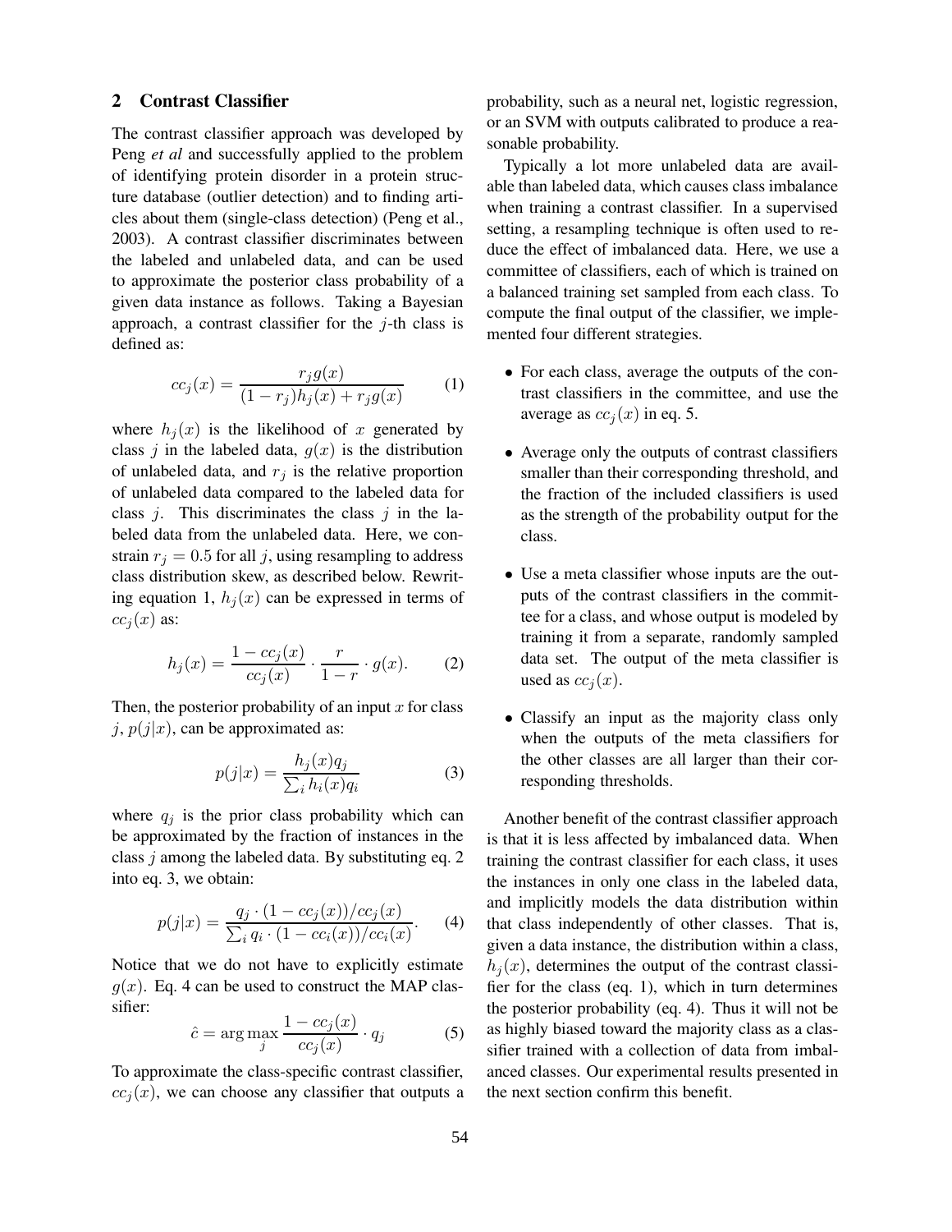## 2 Contrast Classifier

The contrast classifier approach was developed by Peng *et al* and successfully applied to the problem of identifying protein disorder in a protein structure database (outlier detection) and to finding articles about them (single-class detection) (Peng et al., 2003). A contrast classifier discriminates between the labeled and unlabeled data, and can be used to approximate the posterior class probability of a given data instance as follows. Taking a Bayesian approach, a contrast classifier for the $j$-th class is defined as:

$$cc_j(x) = \frac{r_j g(x)}{(1-r_j)h_j(x) + r_j g(x)} \tag{1}$$

where $h_j(x)$ is the likelihood of $x$ generated by class $j$ in the labeled data, $g(x)$ is the distribution of unlabeled data, and $r_j$ is the relative proportion of unlabeled data compared to the labeled data for class $j$. This discriminates the class $j$ in the labeled data from the unlabeled data. Here, we constrain $r_j = 0.5$ for all $j$, using resampling to address class distribution skew, as described below. Rewriting equation 1, $h_j(x)$ can be expressed in terms of $cc_j(x)$ as:

$$h_j(x) = \frac{1 - cc_j(x)}{cc_j(x)} \cdot \frac{r}{1-r} \cdot g(x). \tag{2}$$

Then, the posterior probability of an input $x$ for class $j$, $p(j|x)$, can be approximated as:

$$p(j|x) = \frac{h_j(x) q_j}{\sum_i h_i(x) q_i} \tag{3}$$

where $q_j$ is the prior class probability which can be approximated by the fraction of instances in the class $j$ among the labeled data. By substituting eq. 2 into eq. 3, we obtain:

$$p(j|x) = \frac{q_j \cdot (1 - cc_j(x))/cc_j(x)}{\sum_i q_i \cdot (1 - cc_i(x))/cc_i(x)}. \tag{4}$$

Notice that we do not have to explicitly estimate $g(x)$. Eq. 4 can be used to construct the MAP classifier:

$$\hat{c} = \arg\max_j \frac{1 - cc_j(x)}{cc_j(x)} \cdot q_j \tag{5}$$

To approximate the class-specific contrast classifier, $cc_j(x)$, we can choose any classifier that outputs a probability, such as a neural net, logistic regression, or an SVM with outputs calibrated to produce a reasonable probability.

Typically a lot more unlabeled data are available than labeled data, which causes class imbalance when training a contrast classifier. In a supervised setting, a resampling technique is often used to reduce the effect of imbalanced data. Here, we use a committee of classifiers, each of which is trained on a balanced training set sampled from each class. To compute the final output of the classifier, we implemented four different strategies.

- For each class, average the outputs of the contrast classifiers in the committee, and use the average as $cc_j(x)$ in eq. 5.
- Average only the outputs of contrast classifiers smaller than their corresponding threshold, and the fraction of the included classifiers is used as the strength of the probability output for the class.
- Use a meta classifier whose inputs are the outputs of the contrast classifiers in the committee for a class, and whose output is modeled by training it from a separate, randomly sampled data set. The output of the meta classifier is used as $cc_j(x)$.
- Classify an input as the majority class only when the outputs of the meta classifiers for the other classes are all larger than their corresponding thresholds.

Another benefit of the contrast classifier approach is that it is less affected by imbalanced data. When training the contrast classifier for each class, it uses the instances in only one class in the labeled data, and implicitly models the data distribution within that class independently of other classes. That is, given a data instance, the distribution within a class, $h_j(x)$, determines the output of the contrast classifier for the class (eq. 1), which in turn determines the posterior probability (eq. 4). Thus it will not be as highly biased toward the majority class as a classifier trained with a collection of data from imbalanced classes. Our experimental results presented in the next section confirm this benefit.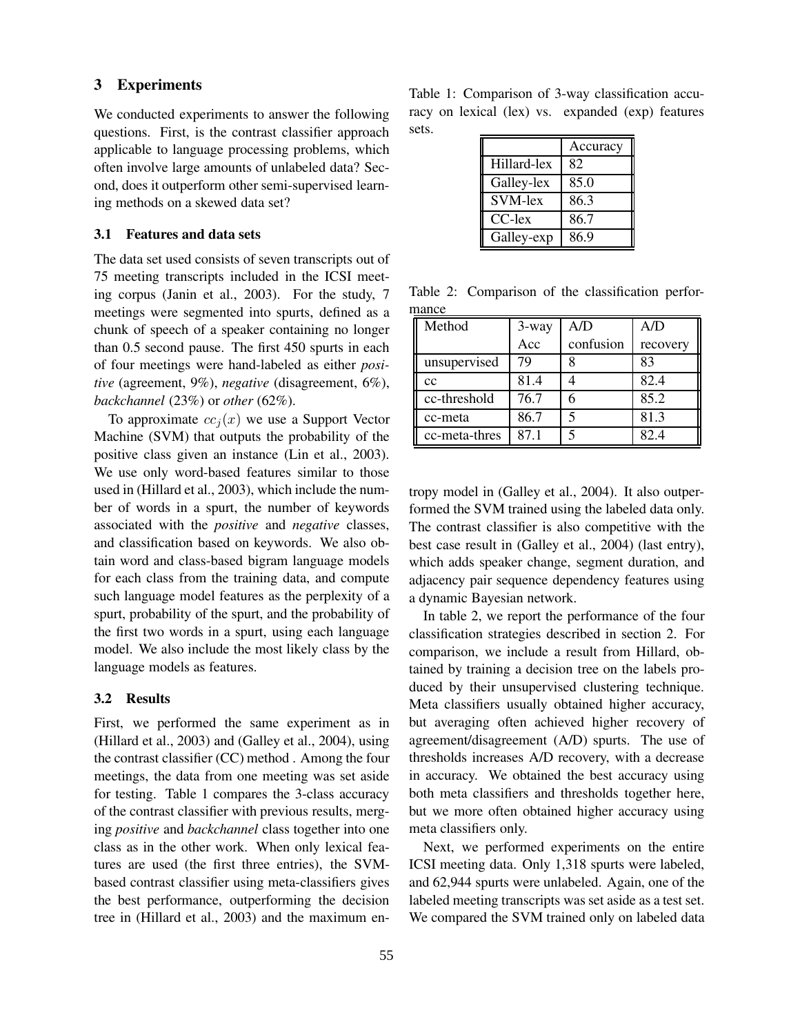## 3 Experiments

We conducted experiments to answer the following questions. First, is the contrast classifier approach applicable to language processing problems, which often involve large amounts of unlabeled data? Second, does it outperform other semi-supervised learning methods on a skewed data set?

### 3.1 Features and data sets

The data set used consists of seven transcripts out of 75 meeting transcripts included in the ICSI meeting corpus (Janin et al., 2003). For the study, 7 meetings were segmented into spurts, defined as a chunk of speech of a speaker containing no longer than 0.5 second pause. The first 450 spurts in each of four meetings were hand-labeled as either *positive* (agreement, 9%), *negative* (disagreement, 6%), *backchannel* (23%) or *other* (62%).

To approximate $cc_j(x)$ we use a Support Vector Machine (SVM) that outputs the probability of the positive class given an instance (Lin et al., 2003). We use only word-based features similar to those used in (Hillard et al., 2003), which include the number of words in a spurt, the number of keywords associated with the *positive* and *negative* classes, and classification based on keywords. We also obtain word and class-based bigram language models for each class from the training data, and compute such language model features as the perplexity of a spurt, probability of the spurt, and the probability of the first two words in a spurt, using each language model. We also include the most likely class by the language models as features.

### 3.2 Results

First, we performed the same experiment as in (Hillard et al., 2003) and (Galley et al., 2004), using the contrast classifier (CC) method . Among the four meetings, the data from one meeting was set aside for testing. Table 1 compares the 3-class accuracy of the contrast classifier with previous results, merging *positive* and *backchannel* class together into one class as in the other work. When only lexical features are used (the first three entries), the SVM-based contrast classifier using meta-classifiers gives the best performance, outperforming the decision tree in (Hillard et al., 2003) and the maximum entropy model in (Galley et al., 2004). It also outperformed the SVM trained using the labeled data only. The contrast classifier is also competitive with the best case result in (Galley et al., 2004) (last entry), which adds speaker change, segment duration, and adjacency pair sequence dependency features using a dynamic Bayesian network.

Table 1: Comparison of 3-way classification accuracy on lexical (lex) vs. expanded (exp) features sets.

| | Accuracy |
|---|---|
| Hillard-lex | 82 |
| Galley-lex | 85.0 |
| SVM-lex | 86.3 |
| CC-lex | 86.7 |
| Galley-exp | 86.9 |

Table 2: Comparison of the classification performance

| Method | 3-way Acc | A/D confusion | A/D recovery |
|---|---|---|---|
| unsupervised | 79 | 8 | 83 |
| cc | 81.4 | 4 | 82.4 |
| cc-threshold | 76.7 | 6 | 85.2 |
| cc-meta | 86.7 | 5 | 81.3 |
| cc-meta-thres | 87.1 | 5 | 82.4 |

In table 2, we report the performance of the four classification strategies described in section 2. For comparison, we include a result from Hillard, obtained by training a decision tree on the labels produced by their unsupervised clustering technique. Meta classifiers usually obtained higher accuracy, but averaging often achieved higher recovery of agreement/disagreement (A/D) spurts. The use of thresholds increases A/D recovery, with a decrease in accuracy. We obtained the best accuracy using both meta classifiers and thresholds together here, but we more often obtained higher accuracy using meta classifiers only.

Next, we performed experiments on the entire ICSI meeting data. Only 1,318 spurts were labeled, and 62,944 spurts were unlabeled. Again, one of the labeled meeting transcripts was set aside as a test set. We compared the SVM trained only on labeled data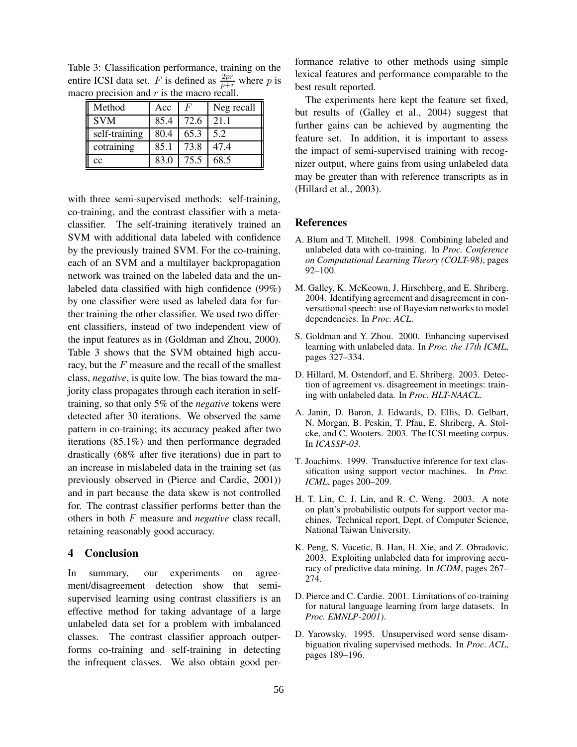Table 3: Classification performance, training on the entire ICSI data set. $F$ is defined as $\frac{2pr}{p+r}$ where $p$ is macro precision and $r$ is the macro recall.

| Method | Acc | $F$ | Neg recall |
|---|---|---|---|
| SVM | 85.4 | 72.6 | 21.1 |
| self-training | 80.4 | 65.3 | 5.2 |
| cotraining | 85.1 | 73.8 | 47.4 |
| cc | 83.0 | 75.5 | 68.5 |

with three semi-supervised methods: self-training, co-training, and the contrast classifier with a meta-classifier. The self-training iteratively trained an SVM with additional data labeled with confidence by the previously trained SVM. For the co-training, each of an SVM and a multilayer backpropagation network was trained on the labeled data and the unlabeled data classified with high confidence (99%) by one classifier were used as labeled data for further training the other classifier. We used two different classifiers, instead of two independent view of the input features as in (Goldman and Zhou, 2000). Table 3 shows that the SVM obtained high accuracy, but the $F$ measure and the recall of the smallest class, *negative*, is quite low. The bias toward the majority class propagates through each iteration in self-training, so that only 5% of the *negative* tokens were detected after 30 iterations. We observed the same pattern in co-training; its accuracy peaked after two iterations (85.1%) and then performance degraded drastically (68% after five iterations) due in part to an increase in mislabeled data in the training set (as previously observed in (Pierce and Cardie, 2001)) and in part because the data skew is not controlled for. The contrast classifier performs better than the others in both $F$ measure and *negative* class recall, retaining reasonably good accuracy.

## 4 Conclusion

In summary, our experiments on agreement/disagreement detection show that semi-supervised learning using contrast classifiers is an effective method for taking advantage of a large unlabeled data set for a problem with imbalanced classes. The contrast classifier approach outperforms co-training and self-training in detecting the infrequent classes. We also obtain good performance relative to other methods using simple lexical features and performance comparable to the best result reported.

The experiments here kept the feature set fixed, but results of (Galley et al., 2004) suggest that further gains can be achieved by augmenting the feature set. In addition, it is important to assess the impact of semi-supervised training with recognizer output, where gains from using unlabeled data may be greater than with reference transcripts as in (Hillard et al., 2003).

## References

A. Blum and T. Mitchell. 1998. Combining labeled and unlabeled data with co-training. In *Proc. Conference on Computational Learning Theory (COLT-98)*, pages 92–100.

M. Galley, K. McKeown, J. Hirschberg, and E. Shriberg. 2004. Identifying agreement and disagreement in conversational speech: use of Bayesian networks to model dependencies. In *Proc. ACL*.

S. Goldman and Y. Zhou. 2000. Enhancing supervised learning with unlabeled data. In *Proc. the 17th ICML*, pages 327–334.

D. Hillard, M. Ostendorf, and E. Shriberg. 2003. Detection of agreement vs. disagreement in meetings: training with unlabeled data. In *Proc. HLT-NAACL*.

A. Janin, D. Baron, J. Edwards, D. Ellis, D. Gelbart, N. Morgan, B. Peskin, T. Pfau, E. Shriberg, A. Stolcke, and C. Wooters. 2003. The ICSI meeting corpus. In *ICASSP-03*.

T. Joachims. 1999. Transductive inference for text classification using support vector machines. In *Proc. ICML*, pages 200–209.

H. T. Lin, C. J. Lin, and R. C. Weng. 2003. A note on platt's probabilistic outputs for support vector machines. Technical report, Dept. of Computer Science, National Taiwan University.

K. Peng, S. Vucetic, B. Han, H. Xie, and Z. Obradovic. 2003. Exploiting unlabeled data for improving accuracy of predictive data mining. In *ICDM*, pages 267–274.

D. Pierce and C. Cardie. 2001. Limitations of co-training for natural language learning from large datasets. In *Proc. EMNLP-2001)*.

D. Yarowsky. 1995. Unsupervised word sense disambiguation rivaling supervised methods. In *Proc. ACL*, pages 189–196.